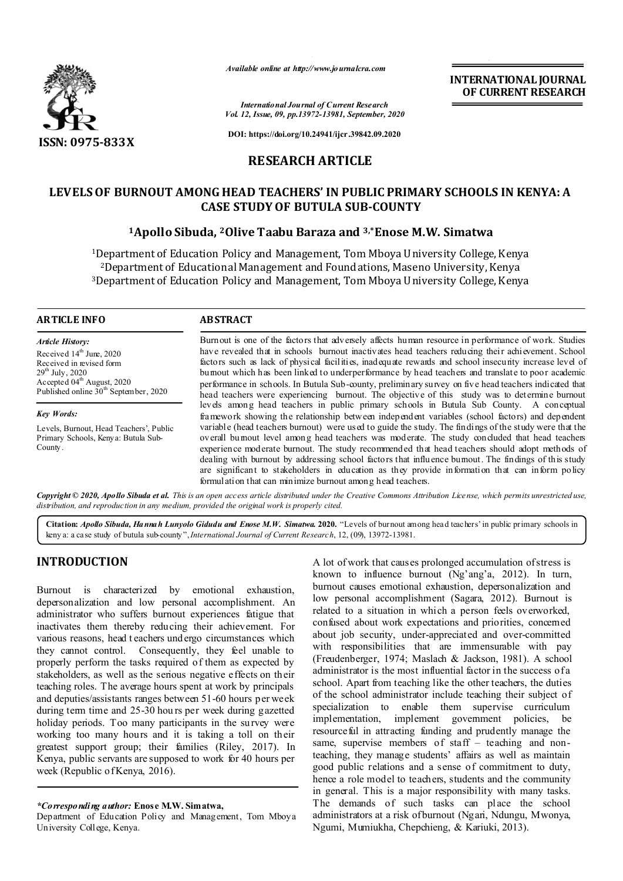*Available online at http://www.journalcra.com*

*International Journal of Current Research*
*Vol. 12, Issue, 09, pp.13972-13981, September, 2020*

**DOI: https://doi.org/10.24941/ijcr.39842.09.2020**

**INTERNATIONAL JOURNAL OF CURRENT RESEARCH**

**ISSN: 0975-833X**

## RESEARCH ARTICLE

# LEVELS OF BURNOUT AMONG HEAD TEACHERS' IN PUBLIC PRIMARY SCHOOLS IN KENYA: A CASE STUDY OF BUTULA SUB-COUNTY

**[1]Apollo Sibuda, [2]Olive Taabu Baraza and [3,*]Enose M.W. Simatwa**

[1]Department of Education Policy and Management, Tom Mboya University College, Kenya
[2]Department of Educational Management and Foundations, Maseno University, Kenya
[3]Department of Education Policy and Management, Tom Mboya University College, Kenya

### ARTICLE INFO

*Article History:*
Received 14th June, 2020
Received in revised form 29th July, 2020
Accepted 04th August, 2020
Published online 30th September, 2020

*Key Words:*
Levels, Burnout, Head Teachers', Public Primary Schools, Kenya: Butula Sub-County.

### ABSTRACT

Burnout is one of the factors that adversely affects human resource in performance of work. Studies have revealed that in schools burnout inactivates head teachers reducing their achievement. School factors such as lack of physical facilities, inadequate rewards and school insecurity increase level of burnout which has been linked to underperformance by head teachers and translate to poor academic performance in schools. In Butula Sub-county, preliminary survey on five head teachers indicated that head teachers were experiencing burnout. The objective of this study was to determine burnout levels among head teachers in public primary schools in Butula Sub County. A conceptual framework showing the relationship between independent variables (school factors) and dependent variable (head teachers burnout) were used to guide the study. The findings of the study were that the overall burnout level among head teachers was moderate. The study concluded that head teachers experience moderate burnout. The study recommended that head teachers should adopt methods of dealing with burnout by addressing school factors that influence burnout. The findings of this study are significant to stakeholders in education as they provide information that can inform policy formulation that can minimize burnout among head teachers.

*Copyright © 2020, Apollo Sibuda et al. This is an open access article distributed under the Creative Commons Attribution License, which permits unrestricted use, distribution, and reproduction in any medium, provided the original work is properly cited.*

**Citation:** *Apollo Sibuda, Hannah Lunyolo Gidudu and Enose M.W. Simatwa.* **2020.** "Levels of burnout among head teachers' in public primary schools in kenya: a case study of butula sub-county", *International Journal of Current Research*, 12, (09), 13972-13981.

## INTRODUCTION

Burnout is characterized by emotional exhaustion, depersonalization and low personal accomplishment. An administrator who suffers burnout experiences fatigue that inactivates them thereby reducing their achievement. For various reasons, head teachers undergo circumstances which they cannot control. Consequently, they feel unable to properly perform the tasks required of them as expected by stakeholders, as well as the serious negative effects on their teaching roles. The average hours spent at work by principals and deputies/assistants ranges between 51-60 hours per week during term time and 25-30 hours per week during gazetted holiday periods. Too many participants in the survey were working too many hours and it is taking a toll on their greatest support group; their families (Riley, 2017). In Kenya, public servants are supposed to work for 40 hours per week (Republic of Kenya, 2016).

A lot of work that causes prolonged accumulation of stress is known to influence burnout (Ng'ang'a, 2012). In turn, burnout causes emotional exhaustion, depersonalization and low personal accomplishment (Sagara, 2012). Burnout is related to a situation in which a person feels overworked, confused about work expectations and priorities, concerned about job security, under-appreciated and over-committed with responsibilities that are immensurable with pay (Freudenberger, 1974; Maslach & Jackson, 1981). A school administrator is the most influential factor in the success of a school. Apart from teaching like the other teachers, the duties of the school administrator include teaching their subject of specialization to enable them supervise curriculum implementation, implement government policies, be resourceful in attracting funding and prudently manage the same, supervise members of staff – teaching and non-teaching, they manage students' affairs as well as maintain good public relations and a sense of commitment to duty, hence a role model to teachers, students and the community in general. This is a major responsibility with many tasks. The demands of such tasks can place the school administrators at a risk of burnout (Ngari, Ndungu, Mwonya, Ngumi, Mumiukha, Chepchieng, & Kariuki, 2013).

\***Corresponding author:** **Enose M.W. Simatwa,**
Department of Education Policy and Management, Tom Mboya University College, Kenya.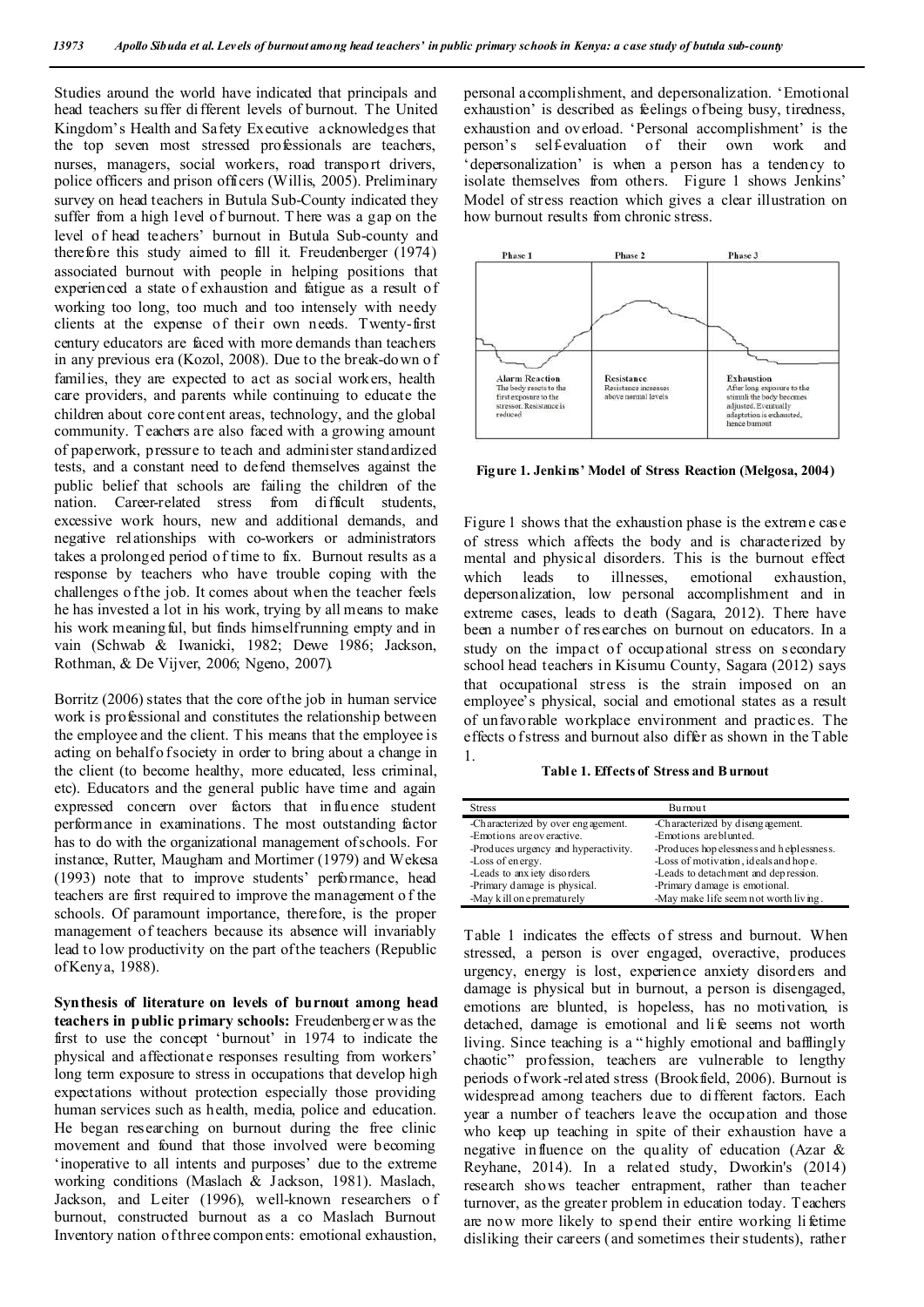Studies around the world have indicated that principals and head teachers suffer different levels of burnout. The United Kingdom's Health and Safety Executive acknowledges that the top seven most stressed professionals are teachers, nurses, managers, social workers, road transport drivers, police officers and prison officers (Willis, 2005). Preliminary survey on head teachers in Butula Sub-County indicated they suffer from a high level of burnout. There was a gap on the level of head teachers' burnout in Butula Sub-county and therefore this study aimed to fill it. Freudenberger (1974) associated burnout with people in helping positions that experienced a state of exhaustion and fatigue as a result of working too long, too much and too intensely with needy clients at the expense of their own needs. Twenty-first century educators are faced with more demands than teachers in any previous era (Kozol, 2008). Due to the break-down of families, they are expected to act as social workers, health care providers, and parents while continuing to educate the children about core content areas, technology, and the global community. Teachers are also faced with a growing amount of paperwork, pressure to teach and administer standardized tests, and a constant need to defend themselves against the public belief that schools are failing the children of the nation. Career-related stress from difficult students, excessive work hours, new and additional demands, and negative relationships with co-workers or administrators takes a prolonged period of time to fix. Burnout results as a response by teachers who have trouble coping with the challenges of the job. It comes about when the teacher feels he has invested a lot in his work, trying by all means to make his work meaningful, but finds himself running empty and in vain (Schwab & Iwanicki, 1982; Dewe 1986; Jackson, Rothman, & De Vijver, 2006; Ngeno, 2007).

Borritz (2006) states that the core of the job in human service work is professional and constitutes the relationship between the employee and the client. This means that the employee is acting on behalf of society in order to bring about a change in the client (to become healthy, more educated, less criminal, etc). Educators and the general public have time and again expressed concern over factors that influence student performance in examinations. The most outstanding factor has to do with the organizational management of schools. For instance, Rutter, Maugham and Mortimer (1979) and Wekesa (1993) note that to improve students' performance, head teachers are first required to improve the management of the schools. Of paramount importance, therefore, is the proper management of teachers because its absence will invariably lead to low productivity on the part of the teachers (Republic of Kenya, 1988).

**Synthesis of literature on levels of burnout among head teachers in public primary schools:** Freudenberger was the first to use the concept 'burnout' in 1974 to indicate the physical and affectionate responses resulting from workers' long term exposure to stress in occupations that develop high expectations without protection especially those providing human services such as health, media, police and education. He began researching on burnout during the free clinic movement and found that those involved were becoming 'inoperative to all intents and purposes' due to the extreme working conditions (Maslach & Jackson, 1981). Maslach, Jackson, and Leiter (1996), well-known researchers of burnout, constructed burnout as a co Maslach Burnout Inventory nation of three components: emotional exhaustion, personal accomplishment, and depersonalization. 'Emotional exhaustion' is described as feelings of being busy, tiredness, exhaustion and overload. 'Personal accomplishment' is the person's self-evaluation of their own work and 'depersonalization' is when a person has a tendency to isolate themselves from others. Figure 1 shows Jenkins' Model of stress reaction which gives a clear illustration on how burnout results from chronic stress.

| Phase 1 | Phase 2 | Phase 3 |
|---|---|---|
| Alarm Reaction<br>The body reacts to the first exposure to the stressor. Resistance is reduced | Resistance<br>Resistance increases above normal levels | Exhaustion<br>After long exposure to the stimuli the body becomes adjusted. Eventually adaptation is exhausted, hence burnout |

**Figure 1. Jenkins' Model of Stress Reaction (Melgosa, 2004)**

Figure 1 shows that the exhaustion phase is the extreme case of stress which affects the body and is characterized by mental and physical disorders. This is the burnout effect which leads to illnesses, emotional exhaustion, depersonalization, low personal accomplishment and in extreme cases, leads to death (Sagara, 2012). There have been a number of researches on burnout on educators. In a study on the impact of occupational stress on secondary school head teachers in Kisumu County, Sagara (2012) says that occupational stress is the strain imposed on an employee's physical, social and emotional states as a result of unfavorable workplace environment and practices. The effects of stress and burnout also differ as shown in the Table 1.

**Table 1. Effects of Stress and Burnout**

| Stress | Burnout |
|---|---|
| -Characterized by over engagement. | -Characterized by disengagement. |
| -Emotions are overactive. | -Emotions are blunted. |
| -Produces urgency and hyperactivity. | -Produces hopelessness and helplessness. |
| -Loss of energy. | -Loss of motivation, ideals and hope. |
| -Leads to anxiety disorders. | -Leads to detachment and depression. |
| -Primary damage is physical. | -Primary damage is emotional. |
| -May kill one prematurely | -May make life seem not worth living. |

Table 1 indicates the effects of stress and burnout. When stressed, a person is over engaged, overactive, produces urgency, energy is lost, experience anxiety disorders and damage is physical but in burnout, a person is disengaged, emotions are blunted, is hopeless, has no motivation, is detached, damage is emotional and life seems not worth living. Since teaching is a "highly emotional and bafflingly chaotic" profession, teachers are vulnerable to lengthy periods of work-related stress (Brookfield, 2006). Burnout is widespread among teachers due to different factors. Each year a number of teachers leave the occupation and those who keep up teaching in spite of their exhaustion have a negative influence on the quality of education (Azar & Reyhane, 2014). In a related study, Dworkin's (2014) research shows teacher entrapment, rather than teacher turnover, as the greater problem in education today. Teachers are now more likely to spend their entire working lifetime disliking their careers (and sometimes their students), rather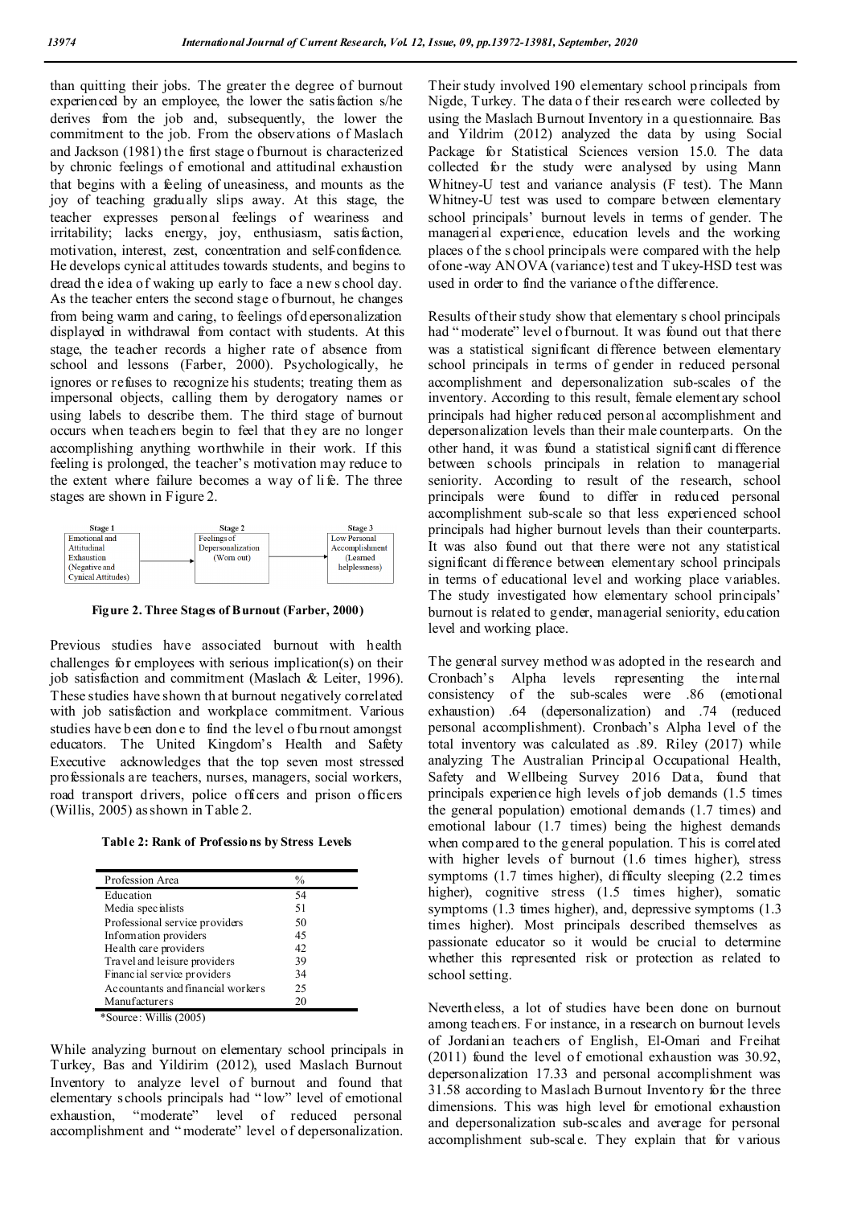than quitting their jobs. The greater the degree of burnout experienced by an employee, the lower the satisfaction s/he derives from the job and, subsequently, the lower the commitment to the job. From the observations of Maslach and Jackson (1981) the first stage of burnout is characterized by chronic feelings of emotional and attitudinal exhaustion that begins with a feeling of uneasiness, and mounts as the joy of teaching gradually slips away. At this stage, the teacher expresses personal feelings of weariness and irritability; lacks energy, joy, enthusiasm, satisfaction, motivation, interest, zest, concentration and self-confidence. He develops cynical attitudes towards students, and begins to dread the idea of waking up early to face a new school day. As the teacher enters the second stage of burnout, he changes from being warm and caring, to feelings of depersonalization displayed in withdrawal from contact with students. At this stage, the teacher records a higher rate of absence from school and lessons (Farber, 2000). Psychologically, he ignores or refuses to recognize his students; treating them as impersonal objects, calling them by derogatory names or using labels to describe them. The third stage of burnout occurs when teachers begin to feel that they are no longer accomplishing anything worthwhile in their work. If this feeling is prolonged, the teacher's motivation may reduce to the extent where failure becomes a way of life. The three stages are shown in Figure 2.

| Stage 1 | Stage 2 | Stage 3 |
|---|---|---|
| Emotional and Attitudinal Exhaustion (Negative and Cynical Attitudes) | Feelings of Depersonalization (Worn out) | Low Personal Accomplishment (Learned helplessness) |

**Figure 2. Three Stages of Burnout (Farber, 2000)**

Previous studies have associated burnout with health challenges for employees with serious implication(s) on their job satisfaction and commitment (Maslach & Leiter, 1996). These studies have shown that burnout negatively correlated with job satisfaction and workplace commitment. Various studies have been done to find the level of burnout amongst educators. The United Kingdom's Health and Safety Executive acknowledges that the top seven most stressed professionals are teachers, nurses, managers, social workers, road transport drivers, police officers and prison officers (Willis, 2005) as shown in Table 2.

**Table 2: Rank of Professions by Stress Levels**

| Profession Area | % |
|---|---|
| Education | 54 |
| Media specialists | 51 |
| Professional service providers | 50 |
| Information providers | 45 |
| Health care providers | 42 |
| Travel and leisure providers | 39 |
| Financial service providers | 34 |
| Accountants and financial workers | 25 |
| Manufacturers | 20 |

\*Source: Willis (2005)

While analyzing burnout on elementary school principals in Turkey, Bas and Yildirim (2012), used Maslach Burnout Inventory to analyze level of burnout and found that elementary schools principals had "low" level of emotional exhaustion, "moderate" level of reduced personal accomplishment and "moderate" level of depersonalization. Their study involved 190 elementary school principals from Nigde, Turkey. The data of their research were collected by using the Maslach Burnout Inventory in a questionnaire. Bas and Yildrim (2012) analyzed the data by using Social Package for Statistical Sciences version 15.0. The data collected for the study were analysed by using Mann Whitney-U test and variance analysis (F test). The Mann Whitney-U test was used to compare between elementary school principals' burnout levels in terms of gender. The managerial experience, education levels and the working places of the school principals were compared with the help of one-way ANOVA (variance) test and Tukey-HSD test was used in order to find the variance of the difference.

Results of their study show that elementary school principals had "moderate" level of burnout. It was found out that there was a statistical significant difference between elementary school principals in terms of gender in reduced personal accomplishment and depersonalization sub-scales of the inventory. According to this result, female elementary school principals had higher reduced personal accomplishment and depersonalization levels than their male counterparts. On the other hand, it was found a statistical significant difference between schools principals in relation to managerial seniority. According to result of the research, school principals were found to differ in reduced personal accomplishment sub-scale so that less experienced school principals had higher burnout levels than their counterparts. It was also found out that there were not any statistical significant difference between elementary school principals in terms of educational level and working place variables. The study investigated how elementary school principals' burnout is related to gender, managerial seniority, education level and working place.

The general survey method was adopted in the research and Cronbach's Alpha levels representing the internal consistency of the sub-scales were .86 (emotional exhaustion) .64 (depersonalization) and .74 (reduced personal accomplishment). Cronbach's Alpha level of the total inventory was calculated as .89. Riley (2017) while analyzing The Australian Principal Occupational Health, Safety and Wellbeing Survey 2016 Data, found that principals experience high levels of job demands (1.5 times the general population) emotional demands (1.7 times) and emotional labour (1.7 times) being the highest demands when compared to the general population. This is correlated with higher levels of burnout (1.6 times higher), stress symptoms (1.7 times higher), difficulty sleeping (2.2 times higher), cognitive stress (1.5 times higher), somatic symptoms (1.3 times higher), and, depressive symptoms (1.3 times higher). Most principals described themselves as passionate educator so it would be crucial to determine whether this represented risk or protection as related to school setting.

Nevertheless, a lot of studies have been done on burnout among teachers. For instance, in a research on burnout levels of Jordanian teachers of English, El-Omari and Freihat (2011) found the level of emotional exhaustion was 30.92, depersonalization 17.33 and personal accomplishment was 31.58 according to Maslach Burnout Inventory for the three dimensions. This was high level for emotional exhaustion and depersonalization sub-scales and average for personal accomplishment sub-scale. They explain that for various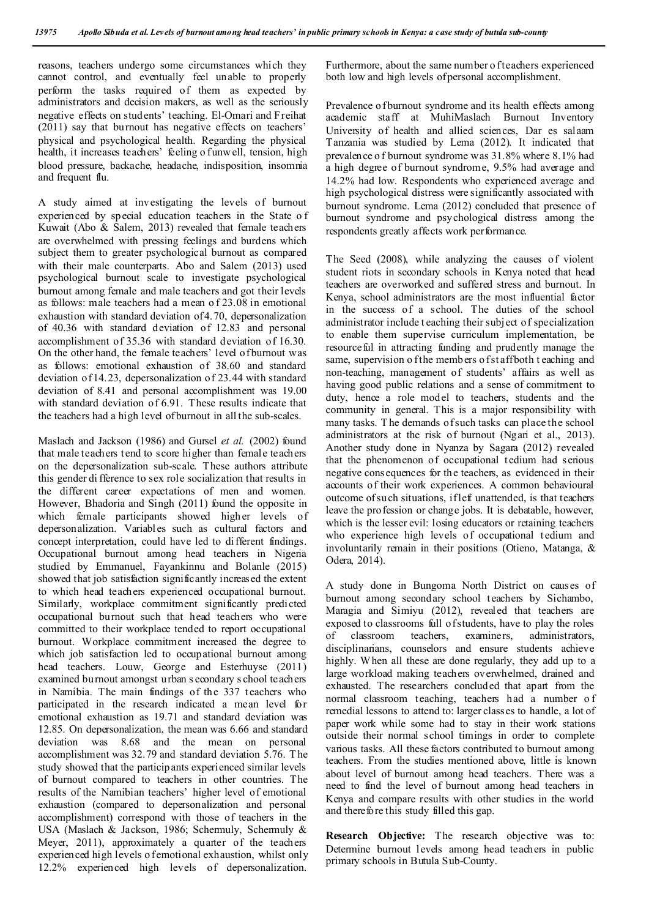reasons, teachers undergo some circumstances which they cannot control, and eventually feel unable to properly perform the tasks required of them as expected by administrators and decision makers, as well as the seriously negative effects on students' teaching. El-Omari and Freihat (2011) say that burnout has negative effects on teachers' physical and psychological health. Regarding the physical health, it increases teachers' feeling of unwell, tension, high blood pressure, backache, headache, indisposition, insomnia and frequent flu.

A study aimed at investigating the levels of burnout experienced by special education teachers in the State of Kuwait (Abo & Salem, 2013) revealed that female teachers are overwhelmed with pressing feelings and burdens which subject them to greater psychological burnout as compared with their male counterparts. Abo and Salem (2013) used psychological burnout scale to investigate psychological burnout among female and male teachers and got their levels as follows: male teachers had a mean of 23.08 in emotional exhaustion with standard deviation of 4.70, depersonalization of 40.36 with standard deviation of 12.83 and personal accomplishment of 35.36 with standard deviation of 16.30. On the other hand, the female teachers' level of burnout was as follows: emotional exhaustion of 38.60 and standard deviation of 14.23, depersonalization of 23.44 with standard deviation of 8.41 and personal accomplishment was 19.00 with standard deviation of 6.91. These results indicate that the teachers had a high level of burnout in all the sub-scales.

Maslach and Jackson (1986) and Gursel *et al.* (2002) found that male teachers tend to score higher than female teachers on the depersonalization sub-scale. These authors attribute this gender difference to sex role socialization that results in the different career expectations of men and women. However, Bhadoria and Singh (2011) found the opposite in which female participants showed higher levels of depersonalization. Variables such as cultural factors and concept interpretation, could have led to different findings. Occupational burnout among head teachers in Nigeria studied by Emmanuel, Fayankinnu and Bolanle (2015) showed that job satisfaction significantly increased the extent to which head teachers experienced occupational burnout. Similarly, workplace commitment significantly predicted occupational burnout such that head teachers who were committed to their workplace tended to report occupational burnout. Workplace commitment increased the degree to which job satisfaction led to occupational burnout among head teachers. Louw, George and Esterhuyse (2011) examined burnout amongst urban secondary school teachers in Namibia. The main findings of the 337 teachers who participated in the research indicated a mean level for emotional exhaustion as 19.71 and standard deviation was 12.85. On depersonalization, the mean was 6.66 and standard deviation was 8.68 and the mean on personal accomplishment was 32.79 and standard deviation 5.76. The study showed that the participants experienced similar levels of burnout compared to teachers in other countries. The results of the Namibian teachers' higher level of emotional exhaustion (compared to depersonalization and personal accomplishment) correspond with those of teachers in the USA (Maslach & Jackson, 1986; Schermuly, Schermuly & Meyer, 2011), approximately a quarter of the teachers experienced high levels of emotional exhaustion, whilst only 12.2% experienced high levels of depersonalization. Furthermore, about the same number of teachers experienced both low and high levels of personal accomplishment.

Prevalence of burnout syndrome and its health effects among academic staff at MuhiMaslach Burnout Inventory University of health and allied sciences, Dar es salaam Tanzania was studied by Lema (2012). It indicated that prevalence of burnout syndrome was 31.8% where 8.1% had a high degree of burnout syndrome, 9.5% had average and 14.2% had low. Respondents who experienced average and high psychological distress were significantly associated with burnout syndrome. Lema (2012) concluded that presence of burnout syndrome and psychological distress among the respondents greatly affects work performance.

The Seed (2008), while analyzing the causes of violent student riots in secondary schools in Kenya noted that head teachers are overworked and suffered stress and burnout. In Kenya, school administrators are the most influential factor in the success of a school. The duties of the school administrator include teaching their subject of specialization to enable them supervise curriculum implementation, be resourceful in attracting funding and prudently manage the same, supervision of the members of staff both teaching and non-teaching, management of students' affairs as well as having good public relations and a sense of commitment to duty, hence a role model to teachers, students and the community in general. This is a major responsibility with many tasks. The demands of such tasks can place the school administrators at the risk of burnout (Ngari et al., 2013). Another study done in Nyanza by Sagara (2012) revealed that the phenomenon of occupational tedium had serious negative consequences for the teachers, as evidenced in their accounts of their work experiences. A common behavioural outcome of such situations, if left unattended, is that teachers leave the profession or change jobs. It is debatable, however, which is the lesser evil: losing educators or retaining teachers who experience high levels of occupational tedium and involuntarily remain in their positions (Otieno, Matanga, & Odera, 2014).

A study done in Bungoma North District on causes of burnout among secondary school teachers by Sichambo, Maragia and Simiyu (2012), revealed that teachers are exposed to classrooms full of students, have to play the roles of classroom teachers, examiners, administrators, disciplinarians, counselors and ensure students achieve highly. When all these are done regularly, they add up to a large workload making teachers overwhelmed, drained and exhausted. The researchers concluded that apart from the normal classroom teaching, teachers had a number of remedial lessons to attend to: larger classes to handle, a lot of paper work while some had to stay in their work stations outside their normal school timings in order to complete various tasks. All these factors contributed to burnout among teachers. From the studies mentioned above, little is known about level of burnout among head teachers. There was a need to find the level of burnout among head teachers in Kenya and compare results with other studies in the world and therefore this study filled this gap.

**Research Objective:** The research objective was to: Determine burnout levels among head teachers in public primary schools in Butula Sub-County.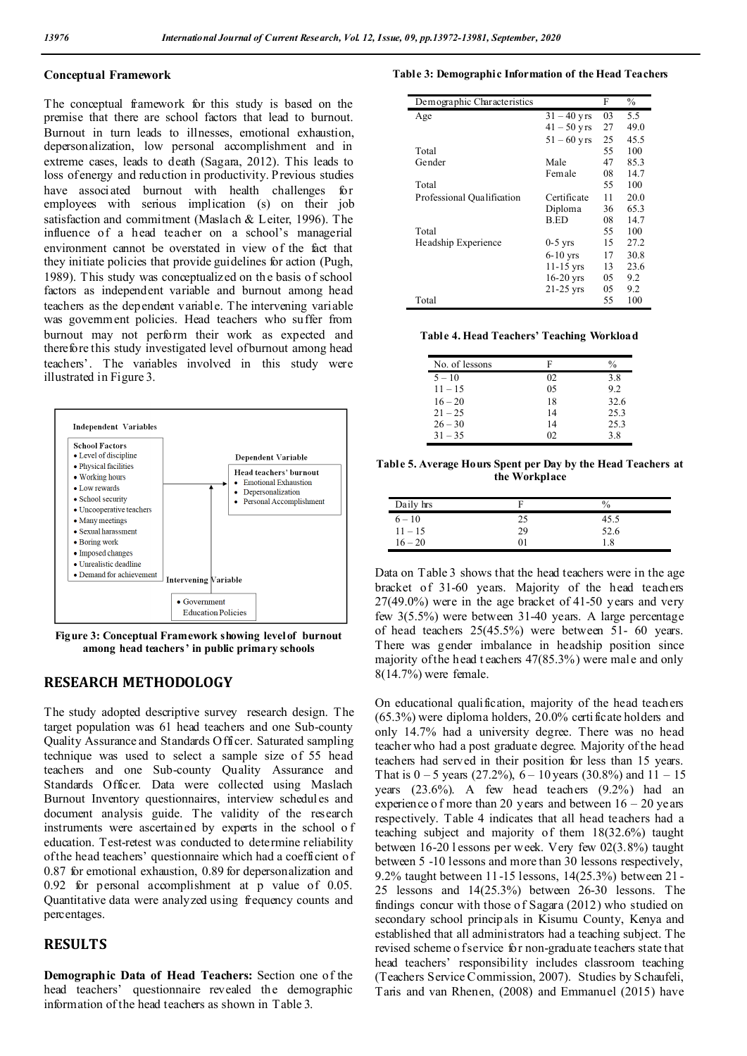## Conceptual Framework

The conceptual framework for this study is based on the premise that there are school factors that lead to burnout. Burnout in turn leads to illnesses, emotional exhaustion, depersonalization, low personal accomplishment and in extreme cases, leads to death (Sagara, 2012). This leads to loss of energy and reduction in productivity. Previous studies have associated burnout with health challenges for employees with serious implication (s) on their job satisfaction and commitment (Maslach & Leiter, 1996). The influence of a head teacher on a school's managerial environment cannot be overstated in view of the fact that they initiate policies that provide guidelines for action (Pugh, 1989). This study was conceptualized on the basis of school factors as independent variable and burnout among head teachers as the dependent variable. The intervening variable was government policies. Head teachers who suffer from burnout may not perform their work as expected and therefore this study investigated level of burnout among head teachers'. The variables involved in this study were illustrated in Figure 3.

**Independent Variables**

School Factors
- Level of discipline
- Physical facilities
- Working hours
- Low rewards
- School security
- Uncooperative teachers
- Many meetings
- Sexual harassment
- Boring work
- Imposed changes
- Unrealistic deadline
- Demand for achievement

**Dependent Variable**

Head teachers' burnout
- Emotional Exhaustion
- Depersonalization
- Personal Accomplishment

**Intervening Variable**

- Government Education Policies

**Figure 3: Conceptual Framework showing level of burnout among head teachers' in public primary schools**

## RESEARCH METHODOLOGY

The study adopted descriptive survey research design. The target population was 61 head teachers and one Sub-county Quality Assurance and Standards Officer. Saturated sampling technique was used to select a sample size of 55 head teachers and one Sub-county Quality Assurance and Standards Officer. Data were collected using Maslach Burnout Inventory questionnaires, interview schedules and document analysis guide. The validity of the research instruments were ascertained by experts in the school of education. Test-retest was conducted to determine reliability of the head teachers' questionnaire which had a coefficient of 0.87 for emotional exhaustion, 0.89 for depersonalization and 0.92 for personal accomplishment at p value of 0.05. Quantitative data were analyzed using frequency counts and percentages.

## RESULTS

**Demographic Data of Head Teachers:** Section one of the head teachers' questionnaire revealed the demographic information of the head teachers as shown in Table 3.

**Table 3: Demographic Information of the Head Teachers**

| Demographic Characteristics | | F | % |
|---|---|---|---|
| Age | 31 – 40 yrs | 03 | 5.5 |
| | 41 – 50 yrs | 27 | 49.0 |
| | 51 – 60 yrs | 25 | 45.5 |
| Total | | 55 | 100 |
| Gender | Male | 47 | 85.3 |
| | Female | 08 | 14.7 |
| Total | | 55 | 100 |
| Professional Qualification | Certificate | 11 | 20.0 |
| | Diploma | 36 | 65.3 |
| | B.ED | 08 | 14.7 |
| Total | | 55 | 100 |
| Headship Experience | 0-5 yrs | 15 | 27.2 |
| | 6-10 yrs | 17 | 30.8 |
| | 11-15 yrs | 13 | 23.6 |
| | 16-20 yrs | 05 | 9.2 |
| | 21-25 yrs | 05 | 9.2 |
| Total | | 55 | 100 |

**Table 4. Head Teachers' Teaching Workload**

| No. of lessons | F | % |
|---|---|---|
| 5 – 10 | 02 | 3.8 |
| 11 – 15 | 05 | 9.2 |
| 16 – 20 | 18 | 32.6 |
| 21 – 25 | 14 | 25.3 |
| 26 – 30 | 14 | 25.3 |
| 31 – 35 | 02 | 3.8 |

**Table 5. Average Hours Spent per Day by the Head Teachers at the Workplace**

| Daily hrs | F | % |
|---|---|---|
| 6 – 10 | 25 | 45.5 |
| 11 – 15 | 29 | 52.6 |
| 16 – 20 | 01 | 1.8 |

Data on Table 3 shows that the head teachers were in the age bracket of 31-60 years. Majority of the head teachers 27(49.0%) were in the age bracket of 41-50 years and very few 3(5.5%) were between 31-40 years. A large percentage of head teachers 25(45.5%) were between 51- 60 years. There was gender imbalance in headship position since majority of the head teachers 47(85.3%) were male and only 8(14.7%) were female.

On educational qualification, majority of the head teachers (65.3%) were diploma holders, 20.0% certificate holders and only 14.7% had a university degree. There was no head teacher who had a post graduate degree. Majority of the head teachers had served in their position for less than 15 years. That is 0 – 5 years (27.2%), 6 – 10 years (30.8%) and 11 – 15 years (23.6%). A few head teachers (9.2%) had an experience of more than 20 years and between 16 – 20 years respectively. Table 4 indicates that all head teachers had a teaching subject and majority of them 18(32.6%) taught between 16-20 lessons per week. Very few 02(3.8%) taught between 5 -10 lessons and more than 30 lessons respectively, 9.2% taught between 11-15 lessons, 14(25.3%) between 21 - 25 lessons and 14(25.3%) between 26-30 lessons. The findings concur with those of Sagara (2012) who studied on secondary school principals in Kisumu County, Kenya and established that all administrators had a teaching subject. The revised scheme of service for non-graduate teachers state that head teachers' responsibility includes classroom teaching (Teachers Service Commission, 2007). Studies by Schaufeli, Taris and van Rhenen, (2008) and Emmanuel (2015) have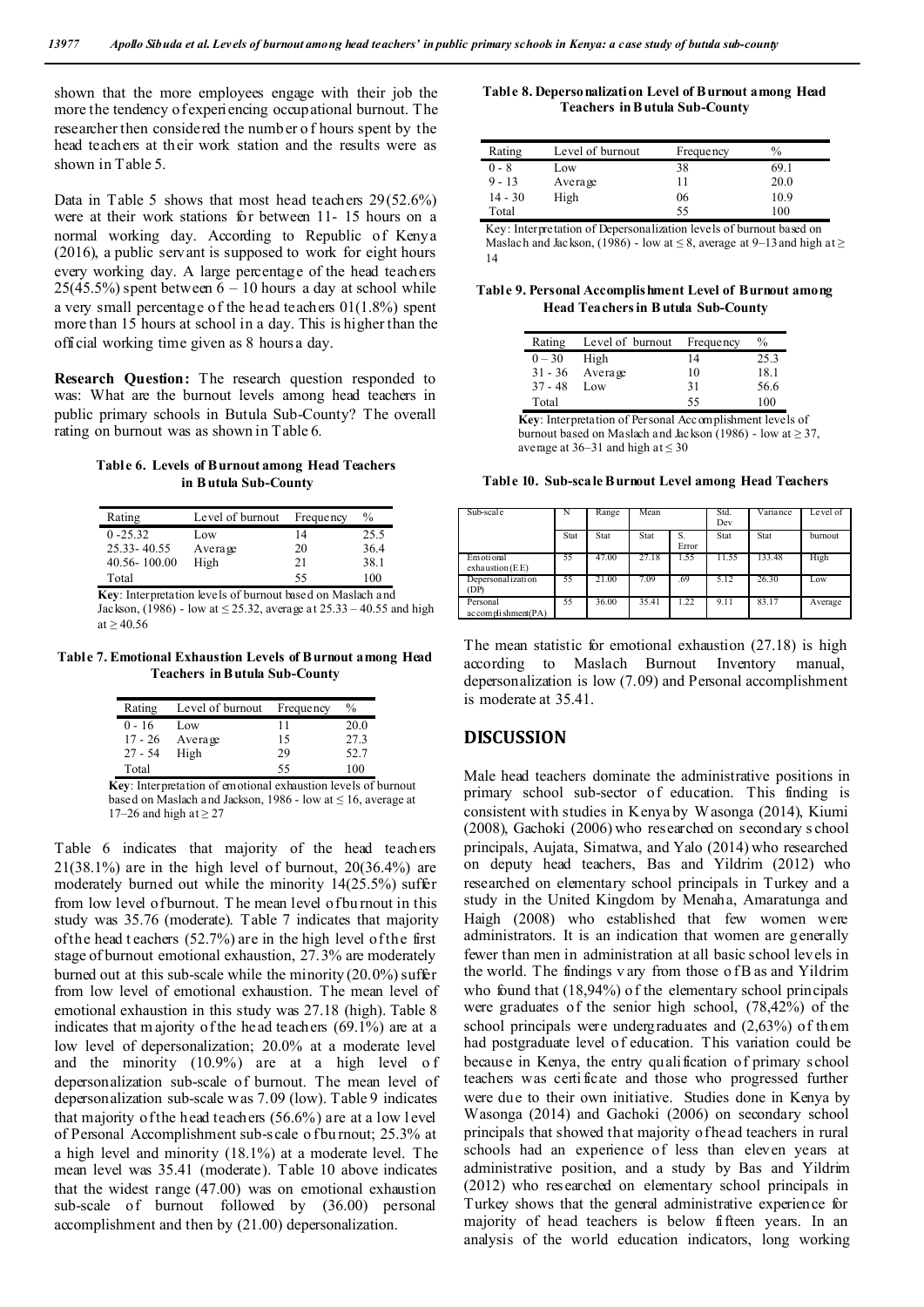shown that the more employees engage with their job the more the tendency of experiencing occupational burnout. The researcher then considered the number of hours spent by the head teachers at their work station and the results were as shown in Table 5.

Data in Table 5 shows that most head teachers 29(52.6%) were at their work stations for between 11- 15 hours on a normal working day. According to Republic of Kenya (2016), a public servant is supposed to work for eight hours every working day. A large percentage of the head teachers 25(45.5%) spent between 6 – 10 hours a day at school while a very small percentage of the head teachers 01(1.8%) spent more than 15 hours at school in a day. This is higher than the official working time given as 8 hours a day.

**Research Question:** The research question responded to was: What are the burnout levels among head teachers in public primary schools in Butula Sub-County? The overall rating on burnout was as shown in Table 6.

**Table 6. Levels of Burnout among Head Teachers in Butula Sub-County**

| Rating | Level of burnout | Frequency | % |
|---|---|---|---|
| 0 -25.32 | Low | 14 | 25.5 |
| 25.33- 40.55 | Average | 20 | 36.4 |
| 40.56- 100.00 | High | 21 | 38.1 |
| Total | | 55 | 100 |

**Key**: Interpretation levels of burnout based on Maslach and Jackson, (1986) - low at ≤ 25.32, average at 25.33 – 40.55 and high at ≥ 40.56

**Table 7. Emotional Exhaustion Levels of Burnout among Head Teachers in Butula Sub-County**

| Rating | Level of burnout | Frequency | % |
|---|---|---|---|
| 0 - 16 | Low | 11 | 20.0 |
| 17 - 26 | Average | 15 | 27.3 |
| 27 - 54 | High | 29 | 52.7 |
| Total | | 55 | 100 |

**Key**: Interpretation of emotional exhaustion levels of burnout based on Maslach and Jackson, 1986 - low at ≤ 16, average at 17–26 and high at ≥ 27

Table 6 indicates that majority of the head teachers 21(38.1%) are in the high level of burnout, 20(36.4%) are moderately burned out while the minority 14(25.5%) suffer from low level of burnout. The mean level of burnout in this study was 35.76 (moderate). Table 7 indicates that majority of the head teachers (52.7%) are in the high level of the first stage of burnout emotional exhaustion, 27.3% are moderately burned out at this sub-scale while the minority (20.0%) suffer from low level of emotional exhaustion. The mean level of emotional exhaustion in this study was 27.18 (high). Table 8 indicates that majority of the head teachers (69.1%) are at a low level of depersonalization; 20.0% at a moderate level and the minority (10.9%) are at a high level of depersonalization sub-scale of burnout. The mean level of depersonalization sub-scale was 7.09 (low). Table 9 indicates that majority of the head teachers (56.6%) are at a low level of Personal Accomplishment sub-scale of burnout; 25.3% at a high level and minority (18.1%) at a moderate level. The mean level was 35.41 (moderate). Table 10 above indicates that the widest range (47.00) was on emotional exhaustion sub-scale of burnout followed by (36.00) personal accomplishment and then by (21.00) depersonalization.

**Table 8. Depersonalization Level of Burnout among Head Teachers in Butula Sub-County**

| Rating | Level of burnout | Frequency | % |
|---|---|---|---|
| 0 - 8 | Low | 38 | 69.1 |
| 9 - 13 | Average | 11 | 20.0 |
| 14 - 30 | High | 06 | 10.9 |
| Total | | 55 | 100 |

Key: Interpretation of Depersonalization levels of burnout based on Maslach and Jackson, (1986) - low at ≤ 8, average at 9–13 and high at ≥ 14

**Table 9. Personal Accomplishment Level of Burnout among Head Teachers in Butula Sub-County**

| Rating | Level of burnout | Frequency | % |
|---|---|---|---|
| 0 – 30 | High | 14 | 25.3 |
| 31 - 36 | Average | 10 | 18.1 |
| 37 - 48 | Low | 31 | 56.6 |
| Total | | 55 | 100 |

**Key**: Interpretation of Personal Accomplishment levels of burnout based on Maslach and Jackson (1986) - low at ≥ 37, average at 36–31 and high at ≤ 30

**Table 10. Sub-scale Burnout Level among Head Teachers**

| Sub-scale | N | Range | Mean | | Std. Dev | Variance | Level of |
|---|---|---|---|---|---|---|---|
| | Stat | Stat | Stat | S. Error | Stat | Stat | burnout |
| Emotional exhaustion (EE) | 55 | 47.00 | 27.18 | 1.55 | 11.55 | 133.48 | High |
| Depersonalization (DP) | 55 | 21.00 | 7.09 | .69 | 5.12 | 26.30 | Low |
| Personal accomplishment(PA) | 55 | 36.00 | 35.41 | 1.22 | 9.11 | 83.17 | Average |

The mean statistic for emotional exhaustion (27.18) is high according to Maslach Burnout Inventory manual, depersonalization is low (7.09) and Personal accomplishment is moderate at 35.41.

## DISCUSSION

Male head teachers dominate the administrative positions in primary school sub-sector of education. This finding is consistent with studies in Kenya by Wasonga (2014), Kiumi (2008), Gachoki (2006) who researched on secondary school principals, Aujata, Simatwa, and Yalo (2014) who researched on deputy head teachers, Bas and Yildrim (2012) who researched on elementary school principals in Turkey and a study in the United Kingdom by Menaha, Amaratunga and Haigh (2008) who established that few women were administrators. It is an indication that women are generally fewer than men in administration at all basic school levels in the world. The findings vary from those of Bas and Yildrim who found that (18,94%) of the elementary school principals were graduates of the senior high school, (78,42%) of the school principals were undergraduates and (2,63%) of them had postgraduate level of education. This variation could be because in Kenya, the entry qualification of primary school teachers was certificate and those who progressed further were due to their own initiative. Studies done in Kenya by Wasonga (2014) and Gachoki (2006) on secondary school principals that showed that majority of head teachers in rural schools had an experience of less than eleven years at administrative position, and a study by Bas and Yildrim (2012) who researched on elementary school principals in Turkey shows that the general administrative experience for majority of head teachers is below fifteen years. In an analysis of the world education indicators, long working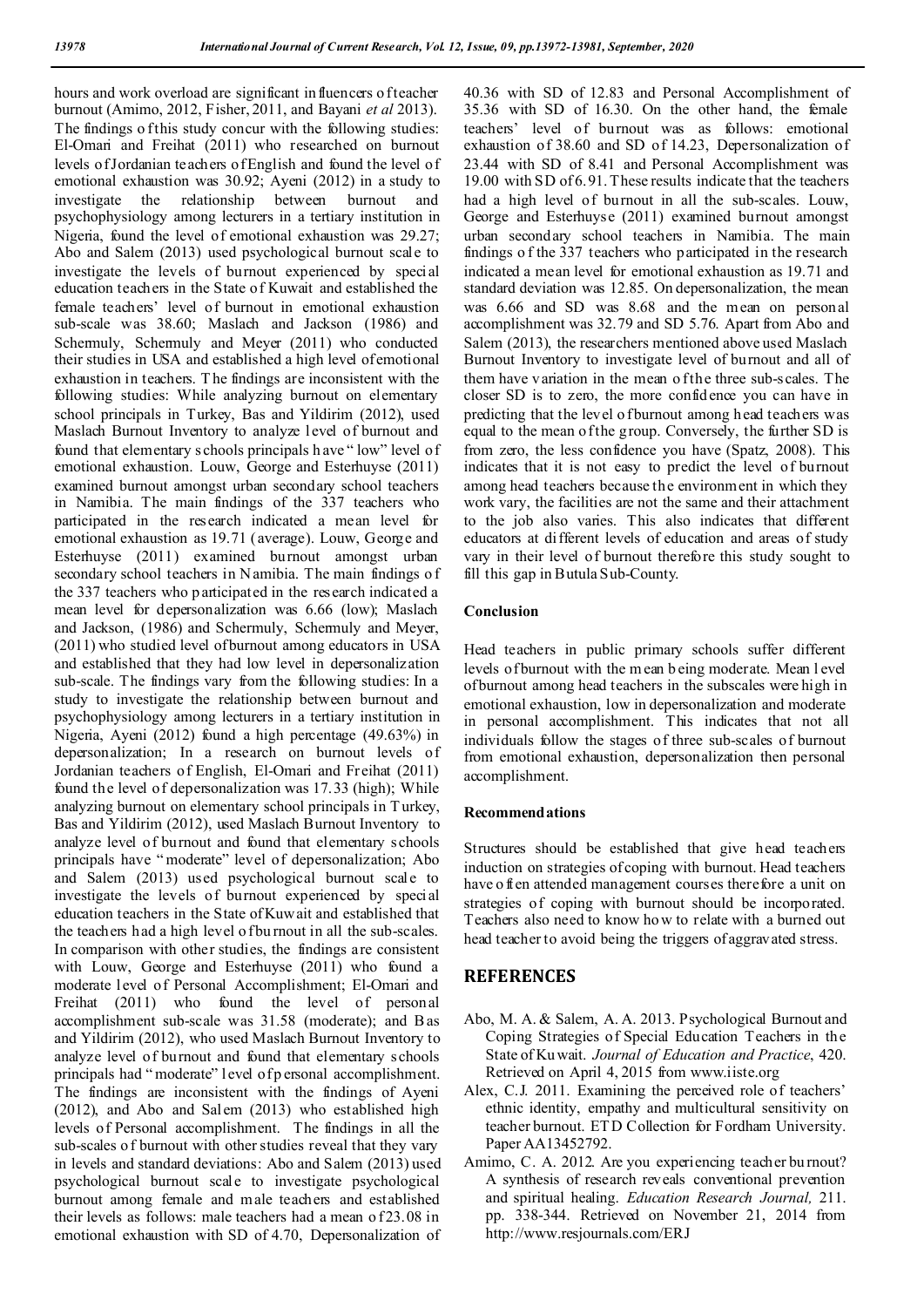hours and work overload are significant influencers of teacher burnout (Amimo, 2012, Fisher, 2011, and Bayani *et al* 2013). The findings of this study concur with the following studies: El-Omari and Freihat (2011) who researched on burnout levels of Jordanian teachers of English and found the level of emotional exhaustion was 30.92; Ayeni (2012) in a study to investigate the relationship between burnout and psychophysiology among lecturers in a tertiary institution in Nigeria, found the level of emotional exhaustion was 29.27; Abo and Salem (2013) used psychological burnout scale to investigate the levels of burnout experienced by special education teachers in the State of Kuwait and established the female teachers' level of burnout in emotional exhaustion sub-scale was 38.60; Maslach and Jackson (1986) and Schermuly, Schermuly and Meyer (2011) who conducted their studies in USA and established a high level of emotional exhaustion in teachers. The findings are inconsistent with the following studies: While analyzing burnout on elementary school principals in Turkey, Bas and Yildirim (2012), used Maslach Burnout Inventory to analyze level of burnout and found that elementary schools principals have "low" level of emotional exhaustion. Louw, George and Esterhuyse (2011) examined burnout amongst urban secondary school teachers in Namibia. The main findings of the 337 teachers who participated in the research indicated a mean level for emotional exhaustion as 19.71 (average). Louw, George and Esterhuyse (2011) examined burnout amongst urban secondary school teachers in Namibia. The main findings of the 337 teachers who participated in the research indicated a mean level for depersonalization was 6.66 (low); Maslach and Jackson, (1986) and Schermuly, Schermuly and Meyer, (2011) who studied level of burnout among educators in USA and established that they had low level in depersonalization sub-scale. The findings vary from the following studies: In a study to investigate the relationship between burnout and psychophysiology among lecturers in a tertiary institution in Nigeria, Ayeni (2012) found a high percentage (49.63%) in depersonalization; In a research on burnout levels of Jordanian teachers of English, El-Omari and Freihat (2011) found the level of depersonalization was 17.33 (high); While analyzing burnout on elementary school principals in Turkey, Bas and Yildirim (2012), used Maslach Burnout Inventory to analyze level of burnout and found that elementary schools principals have "moderate" level of depersonalization; Abo and Salem (2013) used psychological burnout scale to investigate the levels of burnout experienced by special education teachers in the State of Kuwait and established that the teachers had a high level of burnout in all the sub-scales. In comparison with other studies, the findings are consistent with Louw, George and Esterhuyse (2011) who found a moderate level of Personal Accomplishment; El-Omari and Freihat (2011) who found the level of personal accomplishment sub-scale was 31.58 (moderate); and Bas and Yildirim (2012), who used Maslach Burnout Inventory to analyze level of burnout and found that elementary schools principals had "moderate" level of personal accomplishment. The findings are inconsistent with the findings of Ayeni (2012), and Abo and Salem (2013) who established high levels of Personal accomplishment. The findings in all the sub-scales of burnout with other studies reveal that they vary in levels and standard deviations: Abo and Salem (2013) used psychological burnout scale to investigate psychological burnout among female and male teachers and established their levels as follows: male teachers had a mean of 23.08 in emotional exhaustion with SD of 4.70, Depersonalization of 40.36 with SD of 12.83 and Personal Accomplishment of 35.36 with SD of 16.30. On the other hand, the female teachers' level of burnout was as follows: emotional exhaustion of 38.60 and SD of 14.23, Depersonalization of 23.44 with SD of 8.41 and Personal Accomplishment was 19.00 with SD of 6.91. These results indicate that the teachers had a high level of burnout in all the sub-scales. Louw, George and Esterhuyse (2011) examined burnout amongst urban secondary school teachers in Namibia. The main findings of the 337 teachers who participated in the research indicated a mean level for emotional exhaustion as 19.71 and standard deviation was 12.85. On depersonalization, the mean was 6.66 and SD was 8.68 and the mean on personal accomplishment was 32.79 and SD 5.76. Apart from Abo and Salem (2013), the researchers mentioned above used Maslach Burnout Inventory to investigate level of burnout and all of them have variation in the mean of the three sub-scales. The closer SD is to zero, the more confidence you can have in predicting that the level of burnout among head teachers was equal to the mean of the group. Conversely, the further SD is from zero, the less confidence you have (Spatz, 2008). This indicates that it is not easy to predict the level of burnout among head teachers because the environment in which they work vary, the facilities are not the same and their attachment to the job also varies. This also indicates that different educators at different levels of education and areas of study vary in their level of burnout therefore this study sought to fill this gap in Butula Sub-County.

### Conclusion

Head teachers in public primary schools suffer different levels of burnout with the mean being moderate. Mean level of burnout among head teachers in the subscales were high in emotional exhaustion, low in depersonalization and moderate in personal accomplishment. This indicates that not all individuals follow the stages of three sub-scales of burnout from emotional exhaustion, depersonalization then personal accomplishment.

### Recommendations

Structures should be established that give head teachers induction on strategies of coping with burnout. Head teachers have often attended management courses therefore a unit on strategies of coping with burnout should be incorporated. Teachers also need to know how to relate with a burned out head teacher to avoid being the triggers of aggravated stress.

## REFERENCES

- Abo, M. A. & Salem, A. A. 2013. Psychological Burnout and Coping Strategies of Special Education Teachers in the State of Kuwait. *Journal of Education and Practice*, 420. Retrieved on April 4, 2015 from www.iiste.org
- Alex, C.J. 2011. Examining the perceived role of teachers' ethnic identity, empathy and multicultural sensitivity on teacher burnout. ETD Collection for Fordham University. Paper AA13452792.
- Amimo, C. A. 2012. Are you experiencing teacher burnout? A synthesis of research reveals conventional prevention and spiritual healing. *Education Research Journal,* 211. pp. 338-344. Retrieved on November 21, 2014 from http://www.resjournals.com/ERJ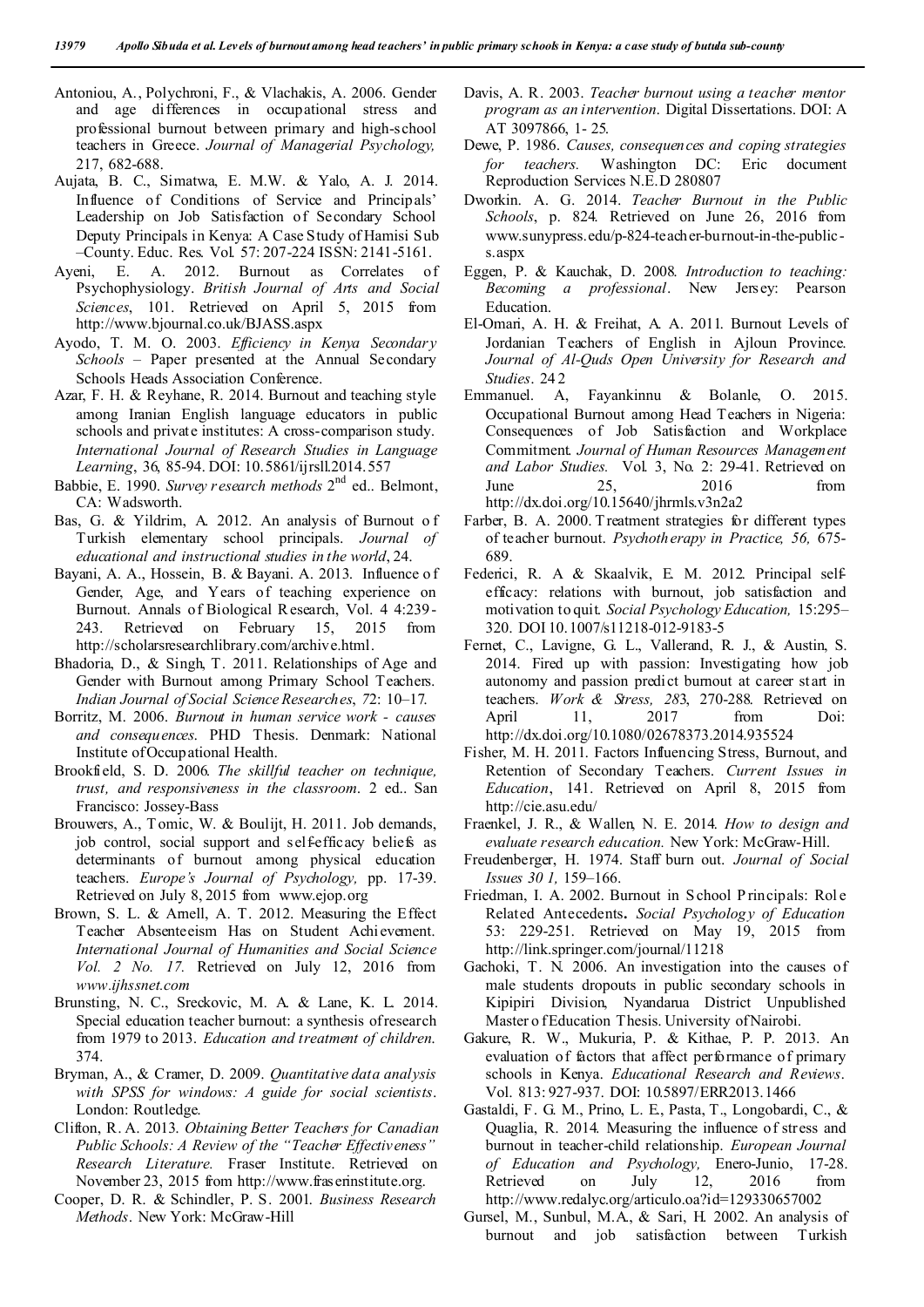Antoniou, A., Polychroni, F., & Vlachakis, A. 2006. Gender and age differences in occupational stress and professional burnout between primary and high-school teachers in Greece. *Journal of Managerial Psychology,* 217, 682-688.

Aujata, B. C., Simatwa, E. M.W. & Yalo, A. J. 2014. Influence of Conditions of Service and Principals' Leadership on Job Satisfaction of Secondary School Deputy Principals in Kenya: A Case Study of Hamisi Sub –County. Educ. Res. Vol. 57: 207-224 ISSN: 2141-5161.

Ayeni, E. A. 2012. Burnout as Correlates of Psychophysiology. *British Journal of Arts and Social Sciences*, 101. Retrieved on April 5, 2015 from http://www.bjournal.co.uk/BJASS.aspx

Ayodo, T. M. O. 2003. *Efficiency in Kenya Secondary Schools* – Paper presented at the Annual Secondary Schools Heads Association Conference.

Azar, F. H. & Reyhane, R. 2014. Burnout and teaching style among Iranian English language educators in public schools and private institutes: A cross-comparison study. *International Journal of Research Studies in Language Learning*, 36, 85-94. DOI: 10.5861/ijrsll.2014.557

Babbie, E. 1990. *Survey research methods* 2nd ed.. Belmont, CA: Wadsworth.

Bas, G. & Yildrim, A. 2012. An analysis of Burnout of Turkish elementary school principals. *Journal of educational and instructional studies in the world*, 24.

Bayani, A. A., Hossein, B. & Bayani. A. 2013. Influence of Gender, Age, and Years of teaching experience on Burnout. Annals of Biological Research, Vol. 4 4:239-243. Retrieved on February 15, 2015 from http://scholarsresearchlibrary.com/archive.html.

Bhadoria, D., & Singh, T. 2011. Relationships of Age and Gender with Burnout among Primary School Teachers. *Indian Journal of Social Science Researches*, 72: 10–17.

Borritz, M. 2006. *Burnout in human service work - causes and consequences*. PHD Thesis. Denmark: National Institute of Occupational Health.

Brookfield, S. D. 2006. *The skillful teacher on technique, trust, and responsiveness in the classroom*. 2 ed.. San Francisco: Jossey-Bass

Brouwers, A., Tomic, W. & Boulijt, H. 2011. Job demands, job control, social support and self-efficacy beliefs as determinants of burnout among physical education teachers. *Europe's Journal of Psychology,* pp. 17-39. Retrieved on July 8, 2015 from www.ejop.org

Brown, S. L. & Arnell, A. T. 2012. Measuring the Effect Teacher Absenteeism Has on Student Achievement. *International Journal of Humanities and Social Science Vol. 2 No. 17.* Retrieved on July 12, 2016 from *www.ijhssnet.com*

Brunsting, N. C., Sreckovic, M. A. & Lane, K. L. 2014. Special education teacher burnout: a synthesis of research from 1979 to 2013. *Education and treatment of children.* 374.

Bryman, A., & Cramer, D. 2009. *Quantitative data analysis with SPSS for windows: A guide for social scientists*. London: Routledge.

Clifton, R. A. 2013. *Obtaining Better Teachers for Canadian Public Schools: A Review of the "Teacher Effectiveness" Research Literature.* Fraser Institute. Retrieved on November 23, 2015 from http://www.fraserinstitute.org.

Cooper, D. R. & Schindler, P. S. 2001. *Business Research Methods*. New York: McGraw-Hill

Davis, A. R. 2003. *Teacher burnout using a teacher mentor program as an intervention*. Digital Dissertations. DOI: AAT 3097866, 1- 25.

Dewe, P. 1986. *Causes, consequences and coping strategies for teachers.* Washington DC: Eric document Reproduction Services N.E.D 280807

Dworkin. A. G. 2014. *Teacher Burnout in the Public Schools*, p. 824. Retrieved on June 26, 2016 from www.sunypress.edu/p-824-teacher-burnout-in-the-public-s.aspx

Eggen, P. & Kauchak, D. 2008. *Introduction to teaching: Becoming a professional*. New Jersey: Pearson Education.

El-Omari, A. H. & Freihat, A. A. 2011. Burnout Levels of Jordanian Teachers of English in Ajloun Province. *Journal of Al-Quds Open University for Research and Studies*. 24 2

Emmanuel. A, Fayankinnu & Bolanle, O. 2015. Occupational Burnout among Head Teachers in Nigeria: Consequences of Job Satisfaction and Workplace Commitment. *Journal of Human Resources Management and Labor Studies.* Vol. 3, No. 2: 29-41. Retrieved on June 25, 2016 from http://dx.doi.org/10.15640/jhrmls.v3n2a2

Farber, B. A. 2000. Treatment strategies for different types of teacher burnout. *Psychotherapy in Practice, 56,* 675-689.

Federici, R. A & Skaalvik, E. M. 2012. Principal self-efficacy: relations with burnout, job satisfaction and motivation to quit. *Social Psychology Education,* 15:295–320. DOI 10.1007/s11218-012-9183-5

Fernet, C., Lavigne, G. L., Vallerand, R. J., & Austin, S. 2014. Fired up with passion: Investigating how job autonomy and passion predict burnout at career start in teachers. *Work & Stress, 28*3, 270-288. Retrieved on April 11, 2017 from Doi: http://dx.doi.org/10.1080/02678373.2014.935524

Fisher, M. H. 2011. Factors Influencing Stress, Burnout, and Retention of Secondary Teachers. *Current Issues in Education*, 141. Retrieved on April 8, 2015 from http://cie.asu.edu/

Fraenkel, J. R., & Wallen, N. E. 2014. *How to design and evaluate research education.* New York: McGraw-Hill.

Freudenberger, H. 1974. Staff burn out. *Journal of Social Issues 30 1,* 159–166.

Friedman, I. A. 2002. Burnout in School Principals: Role Related Antecedents**.** *Social Psychology of Education* 53: 229-251. Retrieved on May 19, 2015 from http://link.springer.com/journal/11218

Gachoki, T. N. 2006. An investigation into the causes of male students dropouts in public secondary schools in Kipipiri Division, Nyandarua District Unpublished Master of Education Thesis. University of Nairobi.

Gakure, R. W., Mukuria, P. & Kithae, P. P. 2013. An evaluation of factors that affect performance of primary schools in Kenya. *Educational Research and Reviews*. Vol. 813: 927-937. DOI: 10.5897/ERR2013.1466

Gastaldi, F. G. M., Prino, L. E., Pasta, T., Longobardi, C., & Quaglia, R. 2014. Measuring the influence of stress and burnout in teacher-child relationship. *European Journal of Education and Psychology,* Enero-Junio, 17-28. Retrieved on July 12, 2016 from http://www.redalyc.org/articulo.oa?id=129330657002

Gursel, M., Sunbul, M.A., & Sari, H. 2002. An analysis of burnout and job satisfaction between Turkish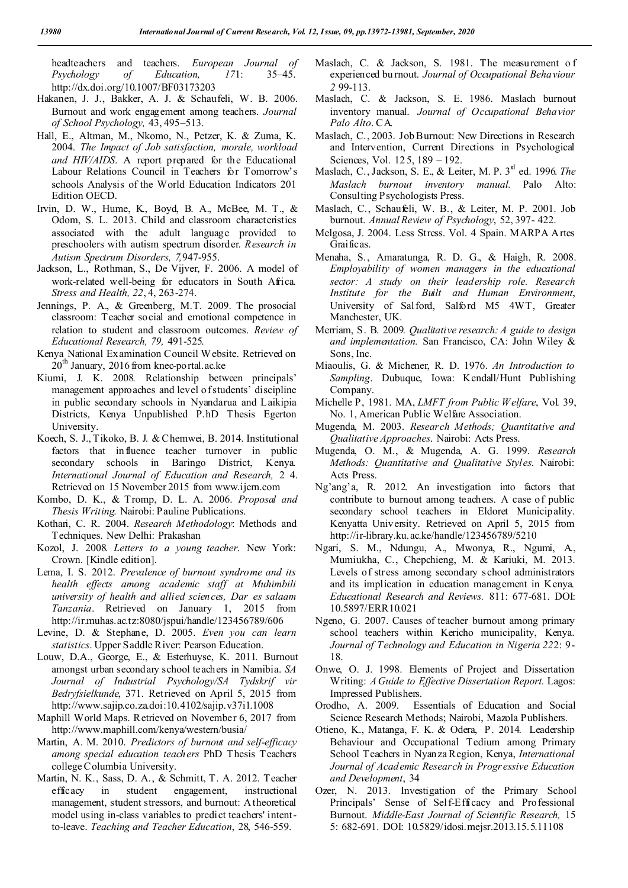headteachers and teachers. *European Journal of Psychology of Education, 17*1: 35–45. http://dx.doi.org/10.1007/BF03173203

Hakanen, J. J., Bakker, A. J. & Schaufeli, W. B. 2006. Burnout and work engagement among teachers. *Journal of School Psychology,* 43, 495–513.

Hall, E., Altman, M., Nkomo, N., Petzer, K. & Zuma, K. 2004. *The Impact of Job satisfaction, morale, workload and HIV/AIDS*. A report prepared for the Educational Labour Relations Council in Teachers for Tomorrow's schools Analysis of the World Education Indicators 201 Edition OECD.

Irvin, D. W., Hume, K., Boyd, B. A., McBee, M. T., & Odom, S. L. 2013. Child and classroom characteristics associated with the adult language provided to preschoolers with autism spectrum disorder. *Research in Autism Spectrum Disorders, 7,*947-955.

Jackson, L., Rothman, S., De Vijver, F. 2006. A model of work-related well-being for educators in South Africa. *Stress and Health, 22*, 4, 263-274.

Jennings, P. A., & Greenberg, M.T. 2009. The prosocial classroom: Teacher social and emotional competence in relation to student and classroom outcomes. *Review of Educational Research, 79,* 491-525.

Kenya National Examination Council Website. Retrieved on 20th January, 2016 from knec-portal.ac.ke

Kiumi, J. K. 2008. Relationship between principals' management approaches and level of students' discipline in public secondary schools in Nyandarua and Laikipia Districts, Kenya Unpublished P.hD Thesis Egerton University.

Koech, S. J., Tikoko, B. J. & Chemwei, B. 2014. Institutional factors that influence teacher turnover in public secondary schools in Baringo District, Kenya. *International Journal of Education and Research,* 2 4. Retrieved on 15 November 2015 from www.ijern.com

Kombo, D. K., & Tromp, D. L. A. 2006. *Proposal and Thesis Writing*. Nairobi: Pauline Publications.

Kothari, C. R. 2004. *Research Methodology*: Methods and Techniques. New Delhi: Prakashan

Kozol, J. 2008. *Letters to a young teacher*. New York: Crown. [Kindle edition].

Lema, I. S. 2012. *Prevalence of burnout syndrome and its health effects among academic staff at Muhimbili university of health and allied sciences, Dar es salaam Tanzania*. Retrieved on January 1, 2015 from http://ir.muhas.ac.tz:8080/jspui/handle/123456789/606

Levine, D. & Stephane, D. 2005. *Even you can learn statistics*. Upper Saddle River: Pearson Education.

Louw, D.A., George, E., & Esterhuyse, K. 2011. Burnout amongst urban secondary school teachers in Namibia. *SA Journal of Industrial Psychology/SA Tydskrif vir Bedryfsielkunde*, 371. Retrieved on April 5, 2015 from http://www.sajip.co.za.doi:10.4102/sajip.v37i1.1008

Maphill World Maps. Retrieved on November 6, 2017 from http://www.maphill.com/kenya/western/busia/

Martin, A. M. 2010. *Predictors of burnout and self-efficacy among special education teachers* PhD Thesis Teachers college Columbia University.

Martin, N. K., Sass, D. A., & Schmitt, T. A. 2012. Teacher efficacy in student engagement, instructional management, student stressors, and burnout: A theoretical model using in-class variables to predict teachers' intent-to-leave. *Teaching and Teacher Education*, 28, 546-559.

Maslach, C. & Jackson, S. 1981. The measurement of experienced burnout. *Journal of Occupational Behaviour 2* 99-113.

Maslach, C. & Jackson, S. E. 1986. Maslach burnout inventory manual. *Journal of Occupational Behavior Palo Alto*. CA.

Maslach, C., 2003. Job Burnout: New Directions in Research and Intervention, Current Directions in Psychological Sciences, Vol. 12 5, 189 – 192.

Maslach, C., Jackson, S. E., & Leiter, M. P. 3rd ed. 1996. *The Maslach burnout inventory manual.* Palo Alto: Consulting Psychologists Press.

Maslach, C., Schaufeli, W. B., & Leiter, M. P. 2001. Job burnout. *Annual Review of Psychology*, 52, 397- 422.

Melgosa, J. 2004. Less Stress. Vol. 4 Spain. MARPA Artes Graificas.

Menaha, S., Amaratunga, R. D. G., & Haigh, R. 2008. *Employability of women managers in the educational sector: A study on their leadership role. Research Institute for the Built and Human Environment*, University of Salford, Salford M5 4WT, Greater Manchester, UK.

Merriam, S. B. 2009. *Qualitative research: A guide to design and implementation.* San Francisco, CA: John Wiley & Sons, Inc.

Miaoulis, G. & Michener, R. D. 1976. *An Introduction to Sampling*. Dubuque, Iowa: Kendall/Hunt Publishing Company.

Michelle P, 1981. MA, *LMFT from Public Welfare*, Vol. 39, No. 1, American Public Welfare Association.

Mugenda, M. 2003. *Research Methods; Quantitative and Qualitative Approaches*. Nairobi: Acts Press.

Mugenda, O. M., & Mugenda, A. G. 1999. *Research Methods: Quantitative and Qualitative Styles*. Nairobi: Acts Press.

Ng'ang'a, R. 2012. An investigation into factors that contribute to burnout among teachers. A case of public secondary school teachers in Eldoret Municipality. Kenyatta University. Retrieved on April 5, 2015 from http://ir-library.ku.ac.ke/handle/123456789/5210

Ngari, S. M., Ndungu, A., Mwonya, R., Ngumi, A., Mumiukha, C., Chepchieng, M. & Kariuki, M. 2013. Levels of stress among secondary school administrators and its implication in education management in Kenya. *Educational Research and Reviews.* 811: 677-681. DOI: 10.5897/ERR10.021

Ngeno, G. 2007. Causes of teacher burnout among primary school teachers within Kericho municipality, Kenya. *Journal of Technology and Education in Nigeria 22*2: 9-18.

Onwe, O. J. 1998. Elements of Project and Dissertation Writing: *A Guide to Effective Dissertation Report.* Lagos: Impressed Publishers.

Orodho, A. 2009. Essentials of Education and Social Science Research Methods; Nairobi, Mazola Publishers.

Otieno, K., Matanga, F. K. & Odera, P. 2014. Leadership Behaviour and Occupational Tedium among Primary School Teachers in Nyanza Region, Kenya, *International Journal of Academic Research in Progressive Education and Development*, 34

Ozer, N. 2013. Investigation of the Primary School Principals' Sense of Self-Efficacy and Professional Burnout. *Middle-East Journal of Scientific Research,* 15 5: 682-691. DOI: 10.5829/idosi.mejsr.2013.15.5.11108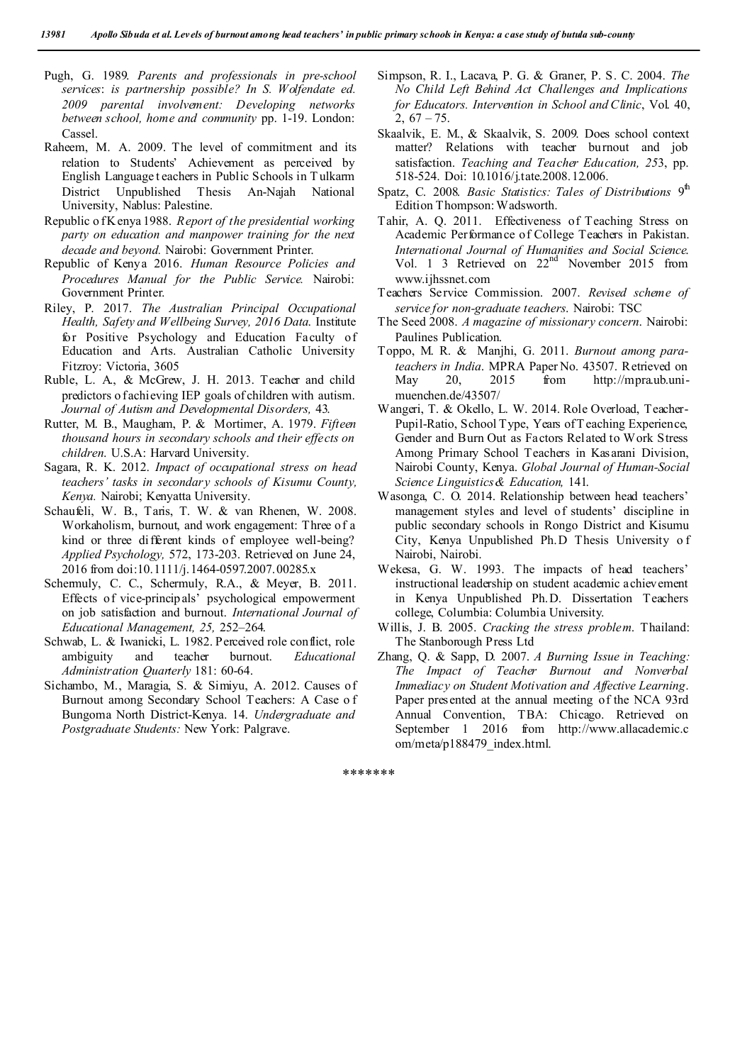Pugh, G. 1989. *Parents and professionals in pre-school services*: *is partnership possible? In S. Wolfendate ed. 2009 parental involvement: Developing networks between school, home and community* pp. 1-19. London: Cassel.

Raheem, M. A. 2009. The level of commitment and its relation to Students' Achievement as perceived by English Language teachers in Public Schools in Tulkarm District Unpublished Thesis An-Najah National University, Nablus: Palestine.

Republic of Kenya 1988. *Report of the presidential working party on education and manpower training for the next decade and beyond.* Nairobi: Government Printer.

Republic of Kenya 2016. *Human Resource Policies and Procedures Manual for the Public Service.* Nairobi: Government Printer.

Riley, P. 2017. *The Australian Principal Occupational Health, Safety and Wellbeing Survey, 2016 Data.* Institute for Positive Psychology and Education Faculty of Education and Arts. Australian Catholic University Fitzroy: Victoria, 3605

Ruble, L. A., & McGrew, J. H. 2013. Teacher and child predictors of achieving IEP goals of children with autism. *Journal of Autism and Developmental Disorders,* 43.

Rutter, M. B., Maugham, P. & Mortimer, A. 1979. *Fifteen thousand hours in secondary schools and their effects on children.* U.S.A: Harvard University.

Sagara, R. K. 2012. *Impact of occupational stress on head teachers' tasks in secondary schools of Kisumu County, Kenya.* Nairobi; Kenyatta University.

Schaufeli, W. B., Taris, T. W. & van Rhenen, W. 2008. Workaholism, burnout, and work engagement: Three of a kind or three different kinds of employee well-being? *Applied Psychology,* 572, 173-203. Retrieved on June 24, 2016 from doi:10.1111/j.1464-0597.2007.00285.x

Schermuly, C. C., Schermuly, R.A., & Meyer, B. 2011. Effects of vice-principals' psychological empowerment on job satisfaction and burnout. *International Journal of Educational Management, 25,* 252–264.

Schwab, L. & Iwanicki, L. 1982. Perceived role conflict, role ambiguity and teacher burnout. *Educational Administration Quarterly* 181: 60-64.

Sichambo, M., Maragia, S. & Simiyu, A. 2012. Causes of Burnout among Secondary School Teachers: A Case of Bungoma North District-Kenya. 14. *Undergraduate and Postgraduate Students:* New York: Palgrave.

Simpson, R. I., Lacava, P. G. & Graner, P. S. C. 2004. *The No Child Left Behind Act Challenges and Implications for Educators. Intervention in School and Clinic*, Vol. 40, 2, 67 – 75.

Skaalvik, E. M., & Skaalvik, S. 2009. Does school context matter? Relations with teacher burnout and job satisfaction. *Teaching and Teacher Education, 25*3, pp. 518-524. Doi: 10.1016/j.tate.2008.12.006.

Spatz, C. 2008. *Basic Statistics: Tales of Distributions* 9th Edition Thompson: Wadsworth.

Tahir, A. Q. 2011. Effectiveness of Teaching Stress on Academic Performance of College Teachers in Pakistan. *International Journal of Humanities and Social Science.* Vol. 1 3 Retrieved on 22nd November 2015 from www.ijhssnet.com

Teachers Service Commission. 2007. *Revised scheme of service for non-graduate teachers.* Nairobi: TSC

The Seed 2008. *A magazine of missionary concern.* Nairobi: Paulines Publication.

Toppo, M. R. & Manjhi, G. 2011. *Burnout among para-teachers in India.* MPRA Paper No. 43507. Retrieved on May 20, 2015 from http://mpra.ub.uni-muenchen.de/43507/

Wangeri, T. & Okello, L. W. 2014. Role Overload, Teacher-Pupil-Ratio, School Type, Years of Teaching Experience, Gender and Burn Out as Factors Related to Work Stress Among Primary School Teachers in Kasarani Division, Nairobi County, Kenya. *Global Journal of Human-Social Science Linguistics & Education,* 141.

Wasonga, C. O. 2014. Relationship between head teachers' management styles and level of students' discipline in public secondary schools in Rongo District and Kisumu City, Kenya Unpublished Ph.D Thesis University of Nairobi, Nairobi.

Wekesa, G. W. 1993. The impacts of head teachers' instructional leadership on student academic achievement in Kenya Unpublished Ph.D. Dissertation Teachers college, Columbia: Columbia University.

Willis, J. B. 2005. *Cracking the stress problem.* Thailand: The Stanborough Press Ltd

Zhang, Q. & Sapp, D. 2007. *A Burning Issue in Teaching: The Impact of Teacher Burnout and Nonverbal Immediacy on Student Motivation and Affective Learning.* Paper presented at the annual meeting of the NCA 93rd Annual Convention, TBA: Chicago. Retrieved on September 1 2016 from http://www.allacademic.com/meta/p188479_index.html.

*******